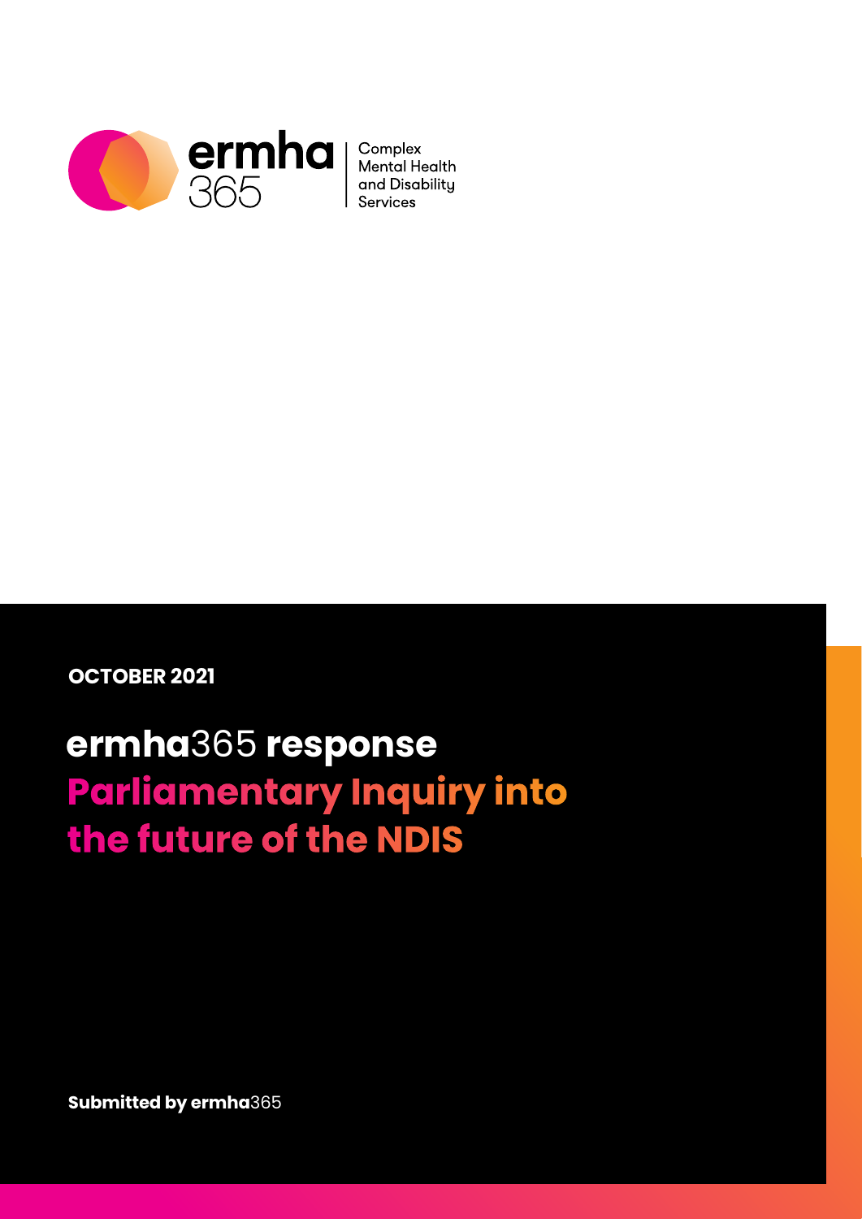**ermha**365 | Complex Mental Health and Disability Services

OCTOBER 2021

# **ermha**365 response Parliamentary Inquiry into the future of the NDIS

**Submitted by ermha**365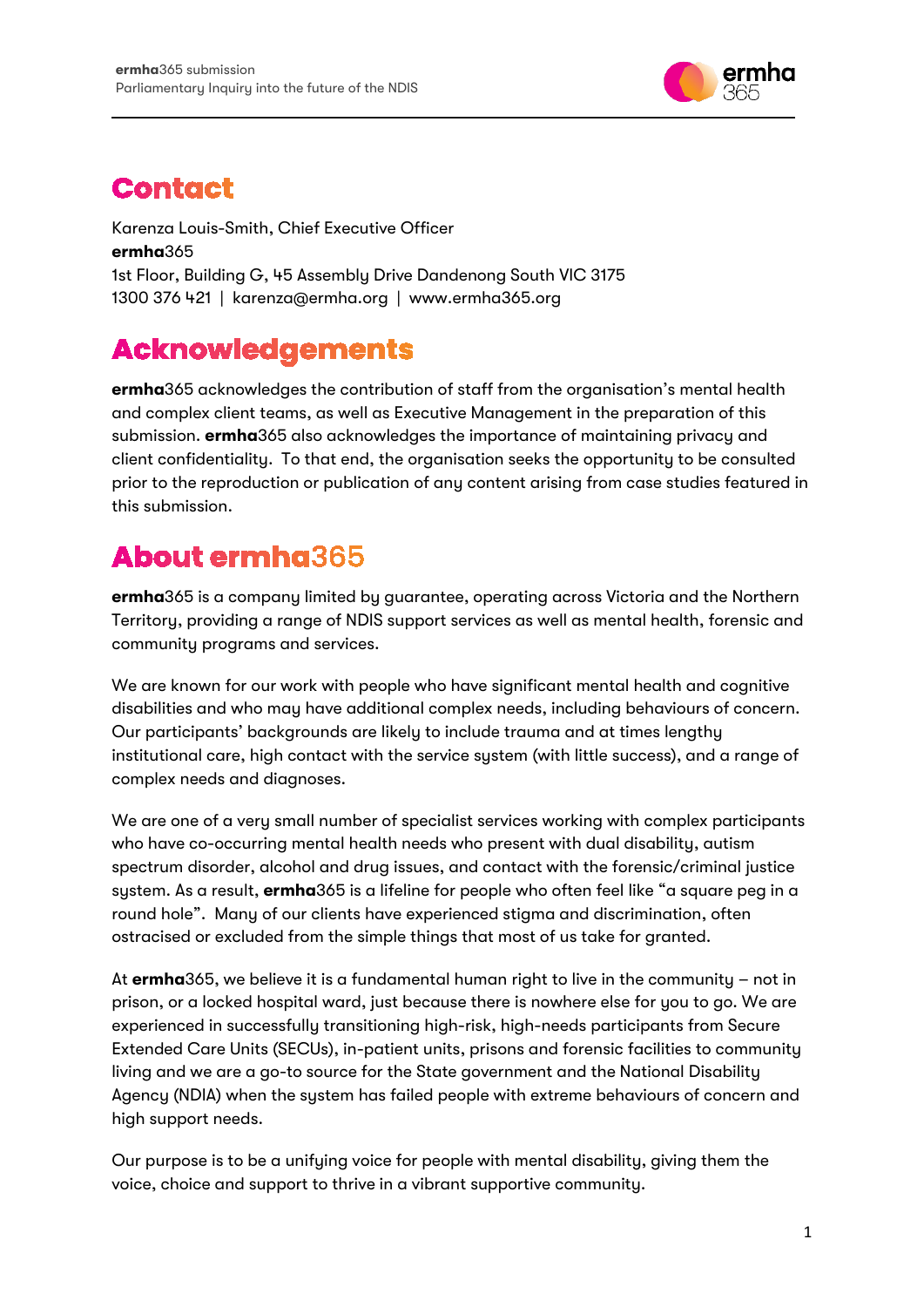## Contact

Karenza Louis-Smith, Chief Executive Officer
**ermha**365
1st Floor, Building G, 45 Assembly Drive Dandenong South VIC 3175
1300 376 421 | karenza@ermha.org | www.ermha365.org

## Acknowledgements

**ermha**365 acknowledges the contribution of staff from the organisation's mental health and complex client teams, as well as Executive Management in the preparation of this submission. **ermha**365 also acknowledges the importance of maintaining privacy and client confidentiality. To that end, the organisation seeks the opportunity to be consulted prior to the reproduction or publication of any content arising from case studies featured in this submission.

## About ermha365

**ermha**365 is a company limited by guarantee, operating across Victoria and the Northern Territory, providing a range of NDIS support services as well as mental health, forensic and community programs and services.

We are known for our work with people who have significant mental health and cognitive disabilities and who may have additional complex needs, including behaviours of concern. Our participants' backgrounds are likely to include trauma and at times lengthy institutional care, high contact with the service system (with little success), and a range of complex needs and diagnoses.

We are one of a very small number of specialist services working with complex participants who have co-occurring mental health needs who present with dual disability, autism spectrum disorder, alcohol and drug issues, and contact with the forensic/criminal justice system. As a result, **ermha**365 is a lifeline for people who often feel like "a square peg in a round hole". Many of our clients have experienced stigma and discrimination, often ostracised or excluded from the simple things that most of us take for granted.

At **ermha**365, we believe it is a fundamental human right to live in the community – not in prison, or a locked hospital ward, just because there is nowhere else for you to go. We are experienced in successfully transitioning high-risk, high-needs participants from Secure Extended Care Units (SECUs), in-patient units, prisons and forensic facilities to community living and we are a go-to source for the State government and the National Disability Agency (NDIA) when the system has failed people with extreme behaviours of concern and high support needs.

Our purpose is to be a unifying voice for people with mental disability, giving them the voice, choice and support to thrive in a vibrant supportive community.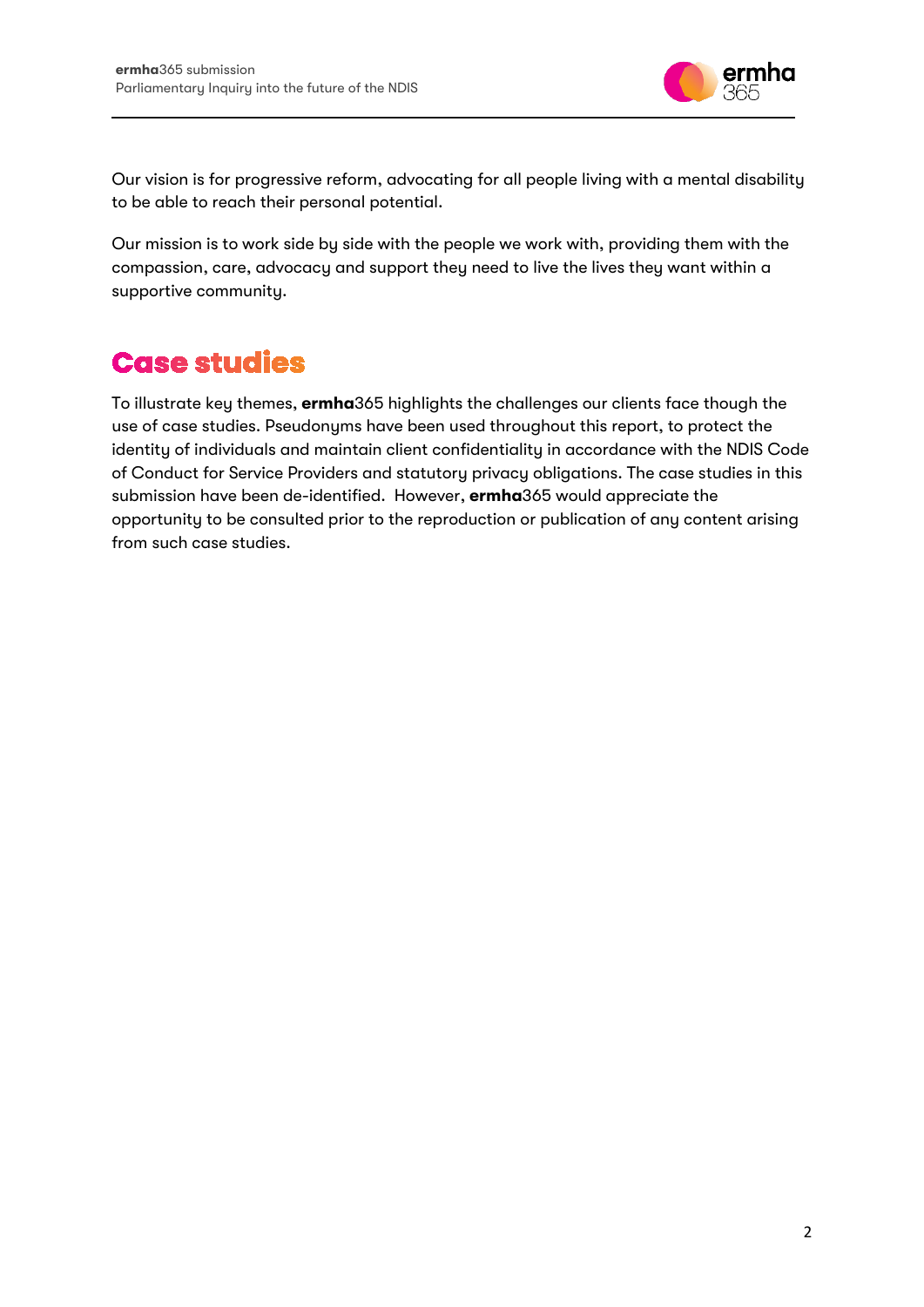Our vision is for progressive reform, advocating for all people living with a mental disability to be able to reach their personal potential.

Our mission is to work side by side with the people we work with, providing them with the compassion, care, advocacy and support they need to live the lives they want within a supportive community.

## Case studies

To illustrate key themes, **ermha**365 highlights the challenges our clients face though the use of case studies. Pseudonyms have been used throughout this report, to protect the identity of individuals and maintain client confidentiality in accordance with the NDIS Code of Conduct for Service Providers and statutory privacy obligations. The case studies in this submission have been de-identified. However, **ermha**365 would appreciate the opportunity to be consulted prior to the reproduction or publication of any content arising from such case studies.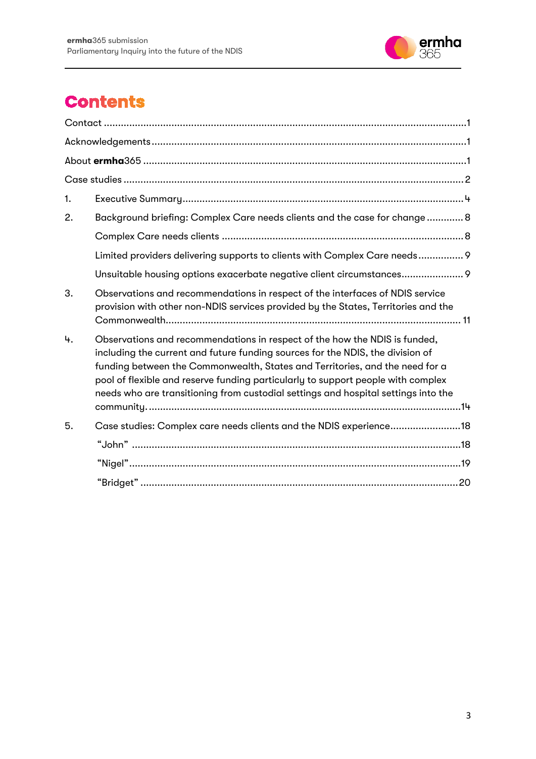# Contents

Contact ......1

Acknowledgements ......1

About **ermha**365 ......1

Case studies ......2

1. Executive Summary ......4
2. Background briefing: Complex Care needs clients and the case for change ......8
   - Complex Care needs clients ......8
   - Limited providers delivering supports to clients with Complex Care needs ......9
   - Unsuitable housing options exacerbate negative client circumstances ......9
3. Observations and recommendations in respect of the interfaces of NDIS service provision with other non-NDIS services provided by the States, Territories and the Commonwealth ......11
4. Observations and recommendations in respect of the how the NDIS is funded, including the current and future funding sources for the NDIS, the division of funding between the Commonwealth, States and Territories, and the need for a pool of flexible and reserve funding particularly to support people with complex needs who are transitioning from custodial settings and hospital settings into the community ......14
5. Case studies: Complex care needs clients and the NDIS experience ......18
   - "John" ......18
   - "Nigel" ......19
   - "Bridget" ......20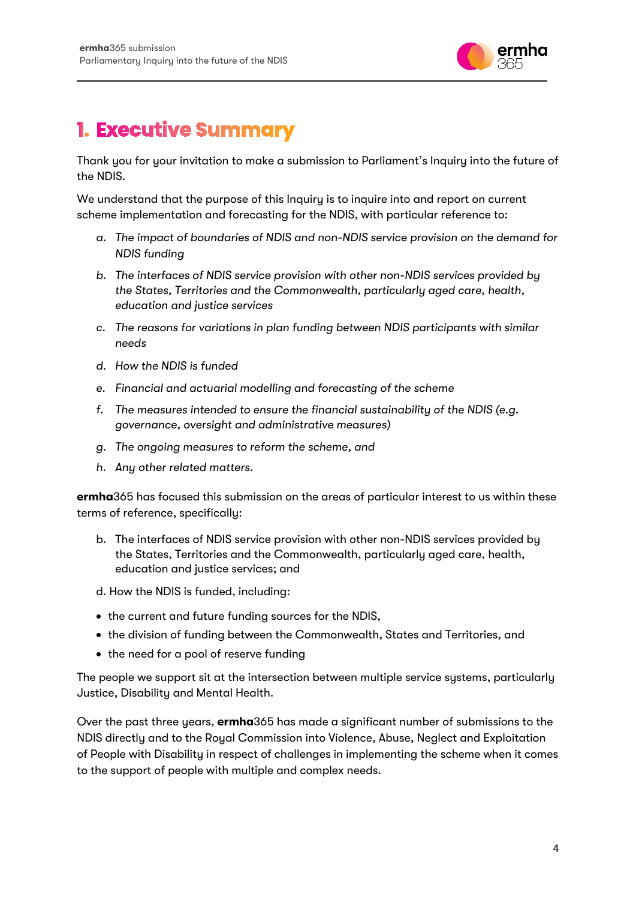# 1. Executive Summary

Thank you for your invitation to make a submission to Parliament's Inquiry into the future of the NDIS.

We understand that the purpose of this Inquiry is to inquire into and report on current scheme implementation and forecasting for the NDIS, with particular reference to:

a. *The impact of boundaries of NDIS and non-NDIS service provision on the demand for NDIS funding*

b. *The interfaces of NDIS service provision with other non-NDIS services provided by the States, Territories and the Commonwealth, particularly aged care, health, education and justice services*

c. *The reasons for variations in plan funding between NDIS participants with similar needs*

d. *How the NDIS is funded*

e. *Financial and actuarial modelling and forecasting of the scheme*

f. *The measures intended to ensure the financial sustainability of the NDIS (e.g. governance, oversight and administrative measures)*

g. *The ongoing measures to reform the scheme, and*

h. *Any other related matters.*

**ermha**365 has focused this submission on the areas of particular interest to us within these terms of reference, specifically:

b. The interfaces of NDIS service provision with other non-NDIS services provided by the States, Territories and the Commonwealth, particularly aged care, health, education and justice services; and

d. How the NDIS is funded, including:

- the current and future funding sources for the NDIS,
- the division of funding between the Commonwealth, States and Territories, and
- the need for a pool of reserve funding

The people we support sit at the intersection between multiple service systems, particularly Justice, Disability and Mental Health.

Over the past three years, **ermha**365 has made a significant number of submissions to the NDIS directly and to the Royal Commission into Violence, Abuse, Neglect and Exploitation of People with Disability in respect of challenges in implementing the scheme when it comes to the support of people with multiple and complex needs.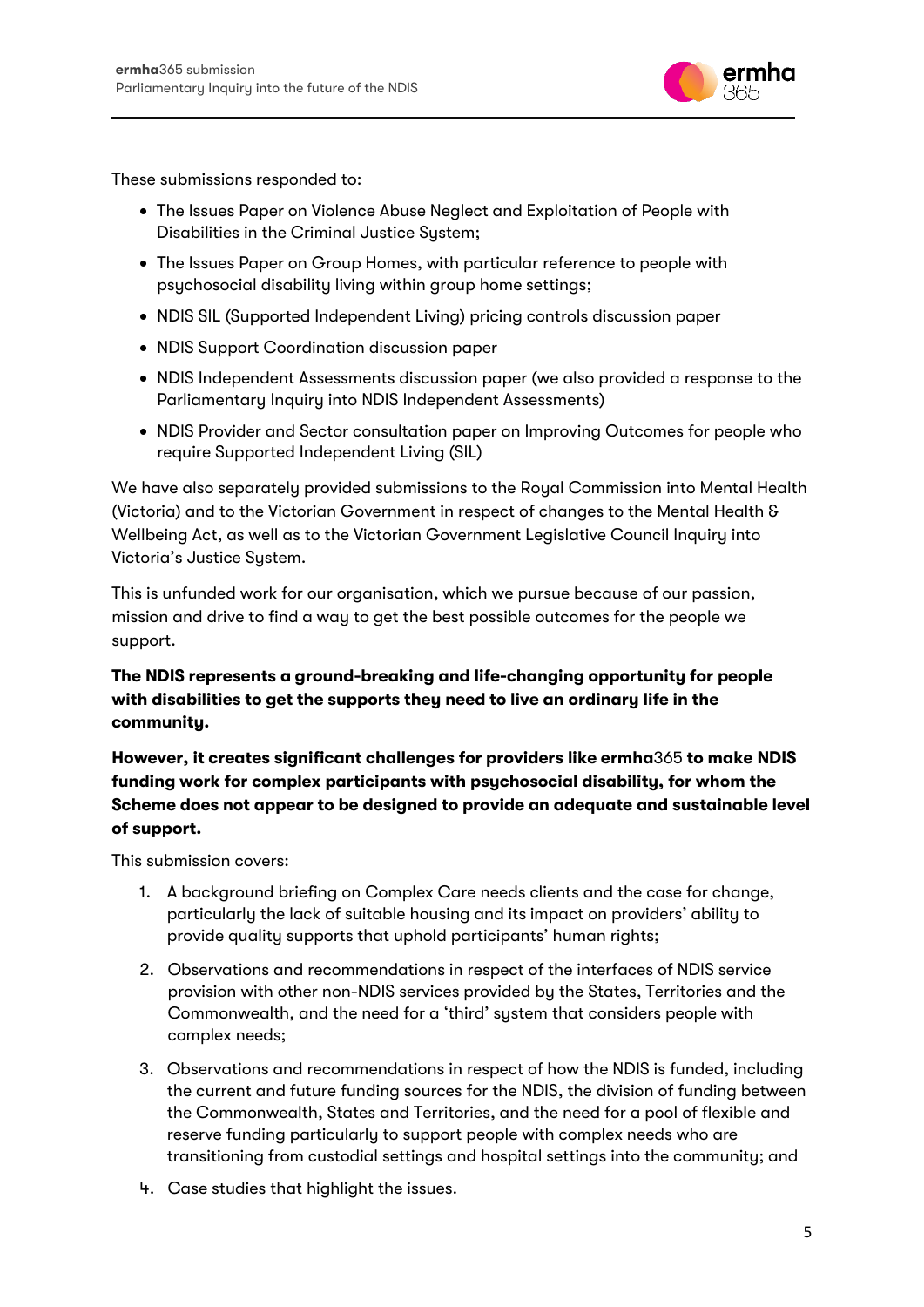These submissions responded to:

- The Issues Paper on Violence Abuse Neglect and Exploitation of People with Disabilities in the Criminal Justice System;
- The Issues Paper on Group Homes, with particular reference to people with psychosocial disability living within group home settings;
- NDIS SIL (Supported Independent Living) pricing controls discussion paper
- NDIS Support Coordination discussion paper
- NDIS Independent Assessments discussion paper (we also provided a response to the Parliamentary Inquiry into NDIS Independent Assessments)
- NDIS Provider and Sector consultation paper on Improving Outcomes for people who require Supported Independent Living (SIL)

We have also separately provided submissions to the Royal Commission into Mental Health (Victoria) and to the Victorian Government in respect of changes to the Mental Health & Wellbeing Act, as well as to the Victorian Government Legislative Council Inquiry into Victoria's Justice System.

This is unfunded work for our organisation, which we pursue because of our passion, mission and drive to find a way to get the best possible outcomes for the people we support.

**The NDIS represents a ground-breaking and life-changing opportunity for people with disabilities to get the supports they need to live an ordinary life in the community.**

**However, it creates significant challenges for providers like ermha**365 **to make NDIS funding work for complex participants with psychosocial disability, for whom the Scheme does not appear to be designed to provide an adequate and sustainable level of support.**

This submission covers:

1. A background briefing on Complex Care needs clients and the case for change, particularly the lack of suitable housing and its impact on providers' ability to provide quality supports that uphold participants' human rights;
2. Observations and recommendations in respect of the interfaces of NDIS service provision with other non-NDIS services provided by the States, Territories and the Commonwealth, and the need for a 'third' system that considers people with complex needs;
3. Observations and recommendations in respect of how the NDIS is funded, including the current and future funding sources for the NDIS, the division of funding between the Commonwealth, States and Territories, and the need for a pool of flexible and reserve funding particularly to support people with complex needs who are transitioning from custodial settings and hospital settings into the community; and
4. Case studies that highlight the issues.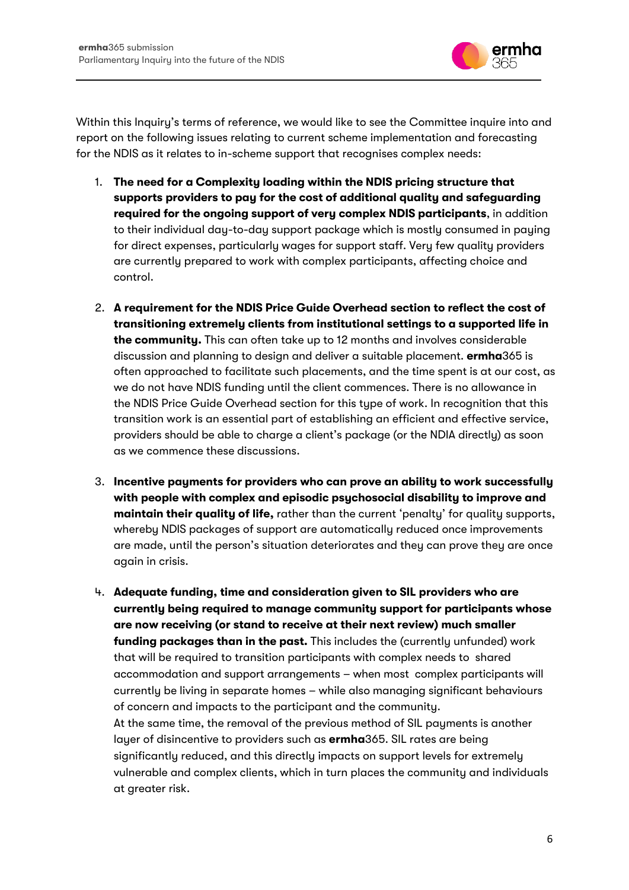Within this Inquiry's terms of reference, we would like to see the Committee inquire into and report on the following issues relating to current scheme implementation and forecasting for the NDIS as it relates to in-scheme support that recognises complex needs:

1. **The need for a Complexity loading within the NDIS pricing structure that supports providers to pay for the cost of additional quality and safeguarding required for the ongoing support of very complex NDIS participants**, in addition to their individual day-to-day support package which is mostly consumed in paying for direct expenses, particularly wages for support staff. Very few quality providers are currently prepared to work with complex participants, affecting choice and control.

2. **A requirement for the NDIS Price Guide Overhead section to reflect the cost of transitioning extremely clients from institutional settings to a supported life in the community.** This can often take up to 12 months and involves considerable discussion and planning to design and deliver a suitable placement. **ermha**365 is often approached to facilitate such placements, and the time spent is at our cost, as we do not have NDIS funding until the client commences. There is no allowance in the NDIS Price Guide Overhead section for this type of work. In recognition that this transition work is an essential part of establishing an efficient and effective service, providers should be able to charge a client's package (or the NDIA directly) as soon as we commence these discussions.

3. **Incentive payments for providers who can prove an ability to work successfully with people with complex and episodic psychosocial disability to improve and maintain their quality of life,** rather than the current 'penalty' for quality supports, whereby NDIS packages of support are automatically reduced once improvements are made, until the person's situation deteriorates and they can prove they are once again in crisis.

4. **Adequate funding, time and consideration given to SIL providers who are currently being required to manage community support for participants whose are now receiving (or stand to receive at their next review) much smaller funding packages than in the past.** This includes the (currently unfunded) work that will be required to transition participants with complex needs to shared accommodation and support arrangements – when most complex participants will currently be living in separate homes – while also managing significant behaviours of concern and impacts to the participant and the community.
   At the same time, the removal of the previous method of SIL payments is another layer of disincentive to providers such as **ermha**365. SIL rates are being significantly reduced, and this directly impacts on support levels for extremely vulnerable and complex clients, which in turn places the community and individuals at greater risk.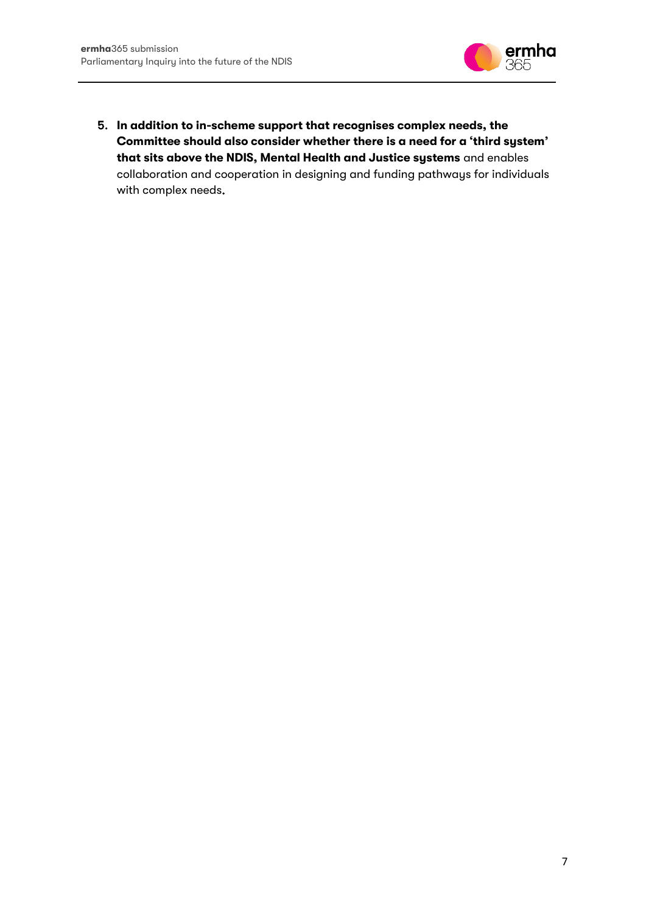5. **In addition to in-scheme support that recognises complex needs, the Committee should also consider whether there is a need for a 'third system' that sits above the NDIS, Mental Health and Justice systems** and enables collaboration and cooperation in designing and funding pathways for individuals with complex needs.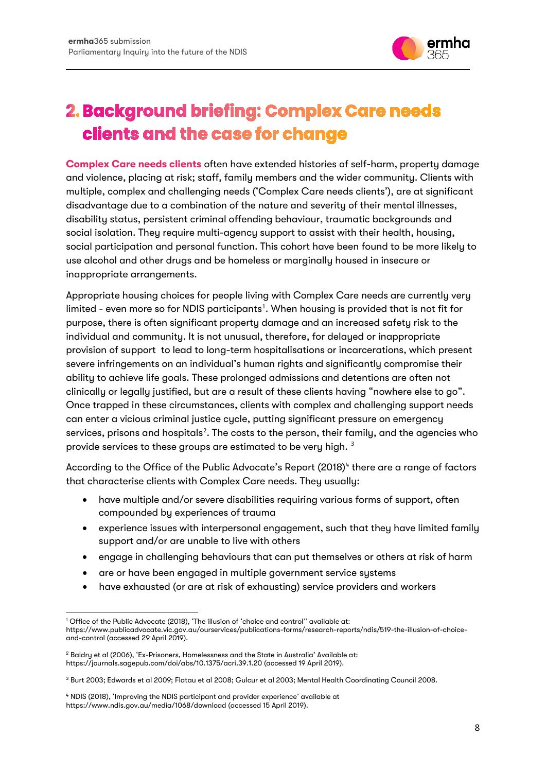# 2. Background briefing: Complex Care needs clients and the case for change

**Complex Care needs clients** often have extended histories of self-harm, property damage and violence, placing at risk; staff, family members and the wider community. Clients with multiple, complex and challenging needs ('Complex Care needs clients'), are at significant disadvantage due to a combination of the nature and severity of their mental illnesses, disability status, persistent criminal offending behaviour, traumatic backgrounds and social isolation. They require multi-agency support to assist with their health, housing, social participation and personal function. This cohort have been found to be more likely to use alcohol and other drugs and be homeless or marginally housed in insecure or inappropriate arrangements.

Appropriate housing choices for people living with Complex Care needs are currently very limited - even more so for NDIS participants[1]. When housing is provided that is not fit for purpose, there is often significant property damage and an increased safety risk to the individual and community. It is not unusual, therefore, for delayed or inappropriate provision of support to lead to long-term hospitalisations or incarcerations, which present severe infringements on an individual's human rights and significantly compromise their ability to achieve life goals. These prolonged admissions and detentions are often not clinically or legally justified, but are a result of these clients having "nowhere else to go". Once trapped in these circumstances, clients with complex and challenging support needs can enter a vicious criminal justice cycle, putting significant pressure on emergency services, prisons and hospitals[2]. The costs to the person, their family, and the agencies who provide services to these groups are estimated to be very high. [3]

According to the Office of the Public Advocate's Report (2018)[4] there are a range of factors that characterise clients with Complex Care needs. They usually:

- have multiple and/or severe disabilities requiring various forms of support, often compounded by experiences of trauma
- experience issues with interpersonal engagement, such that they have limited family support and/or are unable to live with others
- engage in challenging behaviours that can put themselves or others at risk of harm
- are or have been engaged in multiple government service systems
- have exhausted (or are at risk of exhausting) service providers and workers

---

[1] Office of the Public Advocate (2018), 'The illusion of 'choice and control'' available at: https://www.publicadvocate.vic.gov.au/ourservices/publications-forms/research-reports/ndis/519-the-illusion-of-choice-and-control (accessed 29 April 2019).

[2] Baldry et al (2006), 'Ex-Prisoners, Homelessness and the State in Australia' Available at: https://journals.sagepub.com/doi/abs/10.1375/acri.39.1.20 (accessed 19 April 2019).

[3] Burt 2003; Edwards et al 2009; Flatau et al 2008; Gulcur et al 2003; Mental Health Coordinating Council 2008.

[4] NDIS (2018), 'Improving the NDIS participant and provider experience' available at https://www.ndis.gov.au/media/1068/download (accessed 15 April 2019).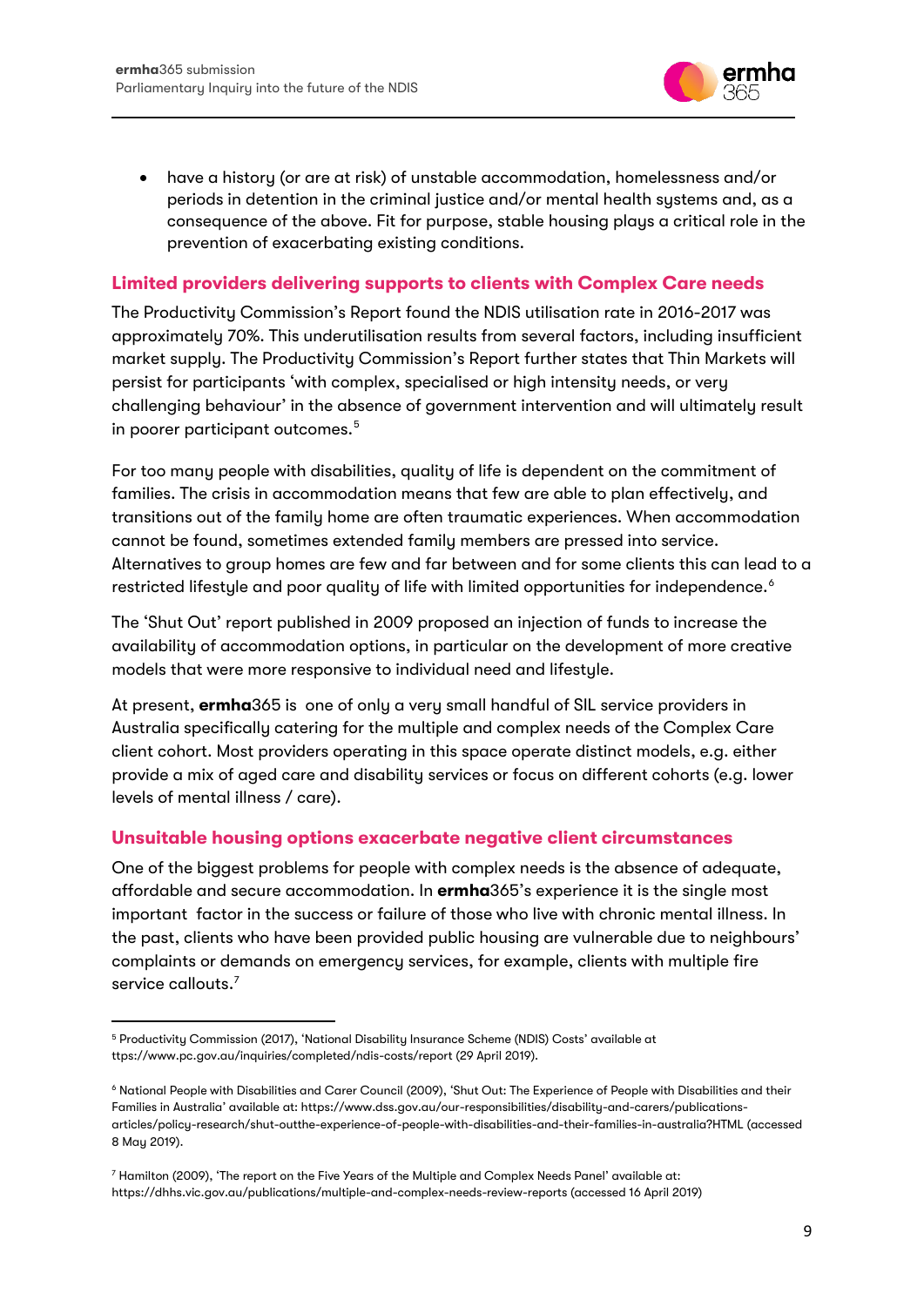- have a history (or are at risk) of unstable accommodation, homelessness and/or periods in detention in the criminal justice and/or mental health systems and, as a consequence of the above. Fit for purpose, stable housing plays a critical role in the prevention of exacerbating existing conditions.

## Limited providers delivering supports to clients with Complex Care needs

The Productivity Commission's Report found the NDIS utilisation rate in 2016-2017 was approximately 70%. This underutilisation results from several factors, including insufficient market supply. The Productivity Commission's Report further states that Thin Markets will persist for participants 'with complex, specialised or high intensity needs, or very challenging behaviour' in the absence of government intervention and will ultimately result in poorer participant outcomes.[5]

For too many people with disabilities, quality of life is dependent on the commitment of families. The crisis in accommodation means that few are able to plan effectively, and transitions out of the family home are often traumatic experiences. When accommodation cannot be found, sometimes extended family members are pressed into service. Alternatives to group homes are few and far between and for some clients this can lead to a restricted lifestyle and poor quality of life with limited opportunities for independence.[6]

The 'Shut Out' report published in 2009 proposed an injection of funds to increase the availability of accommodation options, in particular on the development of more creative models that were more responsive to individual need and lifestyle.

At present, **ermha**365 is one of only a very small handful of SIL service providers in Australia specifically catering for the multiple and complex needs of the Complex Care client cohort. Most providers operating in this space operate distinct models, e.g. either provide a mix of aged care and disability services or focus on different cohorts (e.g. lower levels of mental illness / care).

## Unsuitable housing options exacerbate negative client circumstances

One of the biggest problems for people with complex needs is the absence of adequate, affordable and secure accommodation. In **ermha**365's experience it is the single most important factor in the success or failure of those who live with chronic mental illness. In the past, clients who have been provided public housing are vulnerable due to neighbours' complaints or demands on emergency services, for example, clients with multiple fire service callouts.[7]

---

[5] Productivity Commission (2017), 'National Disability Insurance Scheme (NDIS) Costs' available at ttps://www.pc.gov.au/inquiries/completed/ndis-costs/report (29 April 2019).

[6] National People with Disabilities and Carer Council (2009), 'Shut Out: The Experience of People with Disabilities and their Families in Australia' available at: https://www.dss.gov.au/our-responsibilities/disability-and-carers/publications-articles/policy-research/shut-outthe-experience-of-people-with-disabilities-and-their-families-in-australia?HTML (accessed 8 May 2019).

[7] Hamilton (2009), 'The report on the Five Years of the Multiple and Complex Needs Panel' available at: https://dhhs.vic.gov.au/publications/multiple-and-complex-needs-review-reports (accessed 16 April 2019)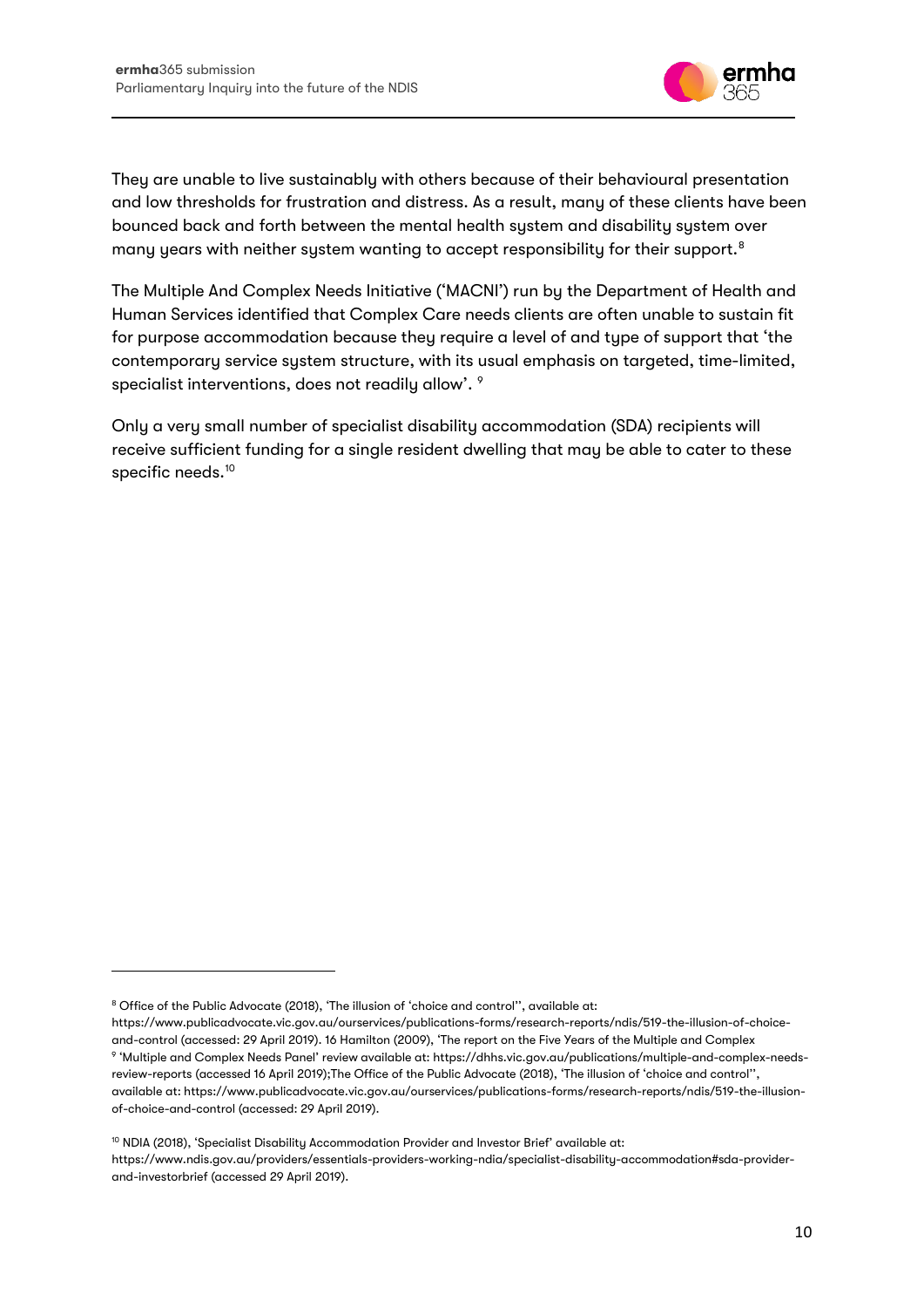They are unable to live sustainably with others because of their behavioural presentation and low thresholds for frustration and distress. As a result, many of these clients have been bounced back and forth between the mental health system and disability system over many years with neither system wanting to accept responsibility for their support.[8]

The Multiple And Complex Needs Initiative ('MACNI') run by the Department of Health and Human Services identified that Complex Care needs clients are often unable to sustain fit for purpose accommodation because they require a level of and type of support that 'the contemporary service system structure, with its usual emphasis on targeted, time-limited, specialist interventions, does not readily allow'. [9]

Only a very small number of specialist disability accommodation (SDA) recipients will receive sufficient funding for a single resident dwelling that may be able to cater to these specific needs.[10]

---

[8] Office of the Public Advocate (2018), 'The illusion of 'choice and control'', available at: https://www.publicadvocate.vic.gov.au/ourservices/publications-forms/research-reports/ndis/519-the-illusion-of-choice-and-control (accessed: 29 April 2019). 16 Hamilton (2009), 'The report on the Five Years of the Multiple and Complex

[9] 'Multiple and Complex Needs Panel' review available at: https://dhhs.vic.gov.au/publications/multiple-and-complex-needs-review-reports (accessed 16 April 2019);The Office of the Public Advocate (2018), 'The illusion of 'choice and control'', available at: https://www.publicadvocate.vic.gov.au/ourservices/publications-forms/research-reports/ndis/519-the-illusion-of-choice-and-control (accessed: 29 April 2019).

[10] NDIA (2018), 'Specialist Disability Accommodation Provider and Investor Brief' available at: https://www.ndis.gov.au/providers/essentials-providers-working-ndia/specialist-disability-accommodation#sda-provider-and-investorbrief (accessed 29 April 2019).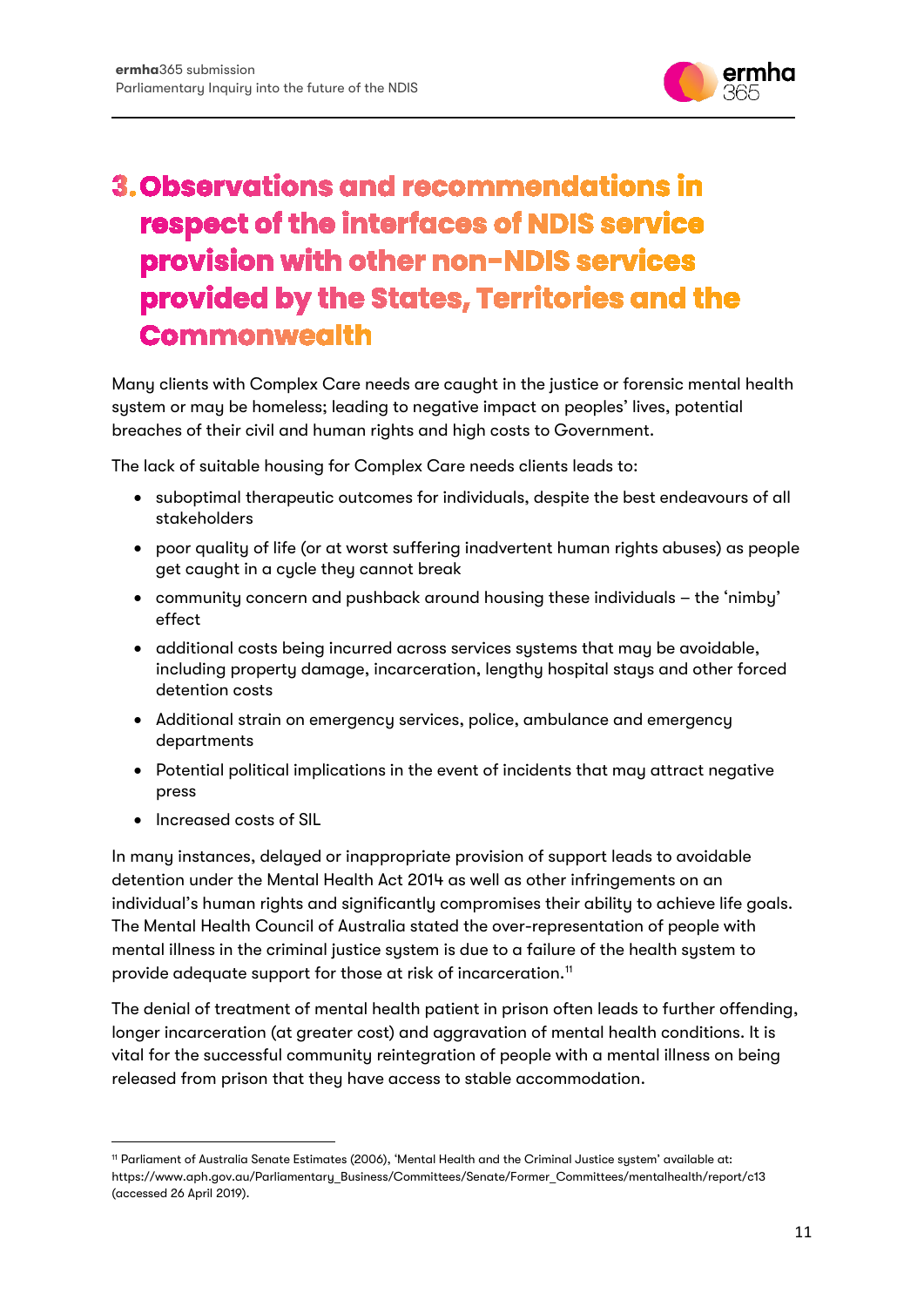# 3. Observations and recommendations in respect of the interfaces of NDIS service provision with other non-NDIS services provided by the States, Territories and the Commonwealth

Many clients with Complex Care needs are caught in the justice or forensic mental health system or may be homeless; leading to negative impact on peoples' lives, potential breaches of their civil and human rights and high costs to Government.

The lack of suitable housing for Complex Care needs clients leads to:

- suboptimal therapeutic outcomes for individuals, despite the best endeavours of all stakeholders
- poor quality of life (or at worst suffering inadvertent human rights abuses) as people get caught in a cycle they cannot break
- community concern and pushback around housing these individuals – the 'nimby' effect
- additional costs being incurred across services systems that may be avoidable, including property damage, incarceration, lengthy hospital stays and other forced detention costs
- Additional strain on emergency services, police, ambulance and emergency departments
- Potential political implications in the event of incidents that may attract negative press
- Increased costs of SIL

In many instances, delayed or inappropriate provision of support leads to avoidable detention under the Mental Health Act 2014 as well as other infringements on an individual's human rights and significantly compromises their ability to achieve life goals. The Mental Health Council of Australia stated the over-representation of people with mental illness in the criminal justice system is due to a failure of the health system to provide adequate support for those at risk of incarceration.[11]

The denial of treatment of mental health patient in prison often leads to further offending, longer incarceration (at greater cost) and aggravation of mental health conditions. It is vital for the successful community reintegration of people with a mental illness on being released from prison that they have access to stable accommodation.

---

[11] Parliament of Australia Senate Estimates (2006), 'Mental Health and the Criminal Justice system' available at: https://www.aph.gov.au/Parliamentary_Business/Committees/Senate/Former_Committees/mentalhealth/report/c13 (accessed 26 April 2019).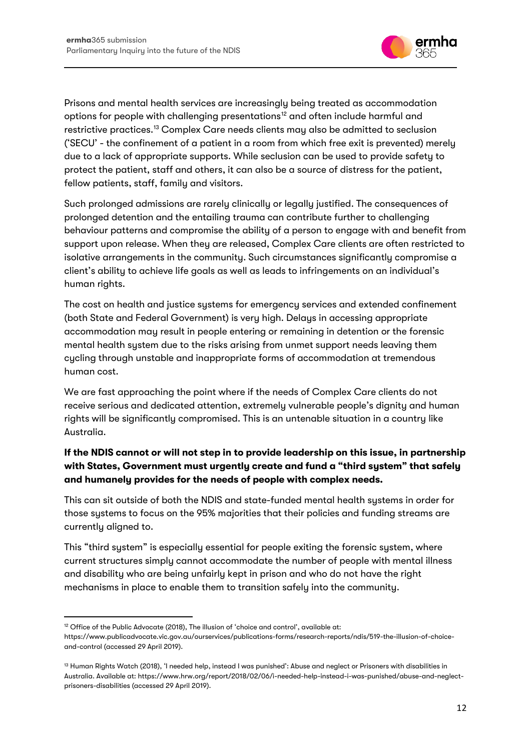Prisons and mental health services are increasingly being treated as accommodation options for people with challenging presentations[12] and often include harmful and restrictive practices.[13] Complex Care needs clients may also be admitted to seclusion ('SECU' - the confinement of a patient in a room from which free exit is prevented) merely due to a lack of appropriate supports. While seclusion can be used to provide safety to protect the patient, staff and others, it can also be a source of distress for the patient, fellow patients, staff, family and visitors.

Such prolonged admissions are rarely clinically or legally justified. The consequences of prolonged detention and the entailing trauma can contribute further to challenging behaviour patterns and compromise the ability of a person to engage with and benefit from support upon release. When they are released, Complex Care clients are often restricted to isolative arrangements in the community. Such circumstances significantly compromise a client's ability to achieve life goals as well as leads to infringements on an individual's human rights.

The cost on health and justice systems for emergency services and extended confinement (both State and Federal Government) is very high. Delays in accessing appropriate accommodation may result in people entering or remaining in detention or the forensic mental health system due to the risks arising from unmet support needs leaving them cycling through unstable and inappropriate forms of accommodation at tremendous human cost.

We are fast approaching the point where if the needs of Complex Care clients do not receive serious and dedicated attention, extremely vulnerable people's dignity and human rights will be significantly compromised. This is an untenable situation in a country like Australia.

**If the NDIS cannot or will not step in to provide leadership on this issue, in partnership with States, Government must urgently create and fund a "third system" that safely and humanely provides for the needs of people with complex needs.**

This can sit outside of both the NDIS and state-funded mental health systems in order for those systems to focus on the 95% majorities that their policies and funding streams are currently aligned to.

This "third system" is especially essential for people exiting the forensic system, where current structures simply cannot accommodate the number of people with mental illness and disability who are being unfairly kept in prison and who do not have the right mechanisms in place to enable them to transition safely into the community.

---

[12] Office of the Public Advocate (2018), The illusion of 'choice and control', available at: https://www.publicadvocate.vic.gov.au/ourservices/publications-forms/research-reports/ndis/519-the-illusion-of-choice-and-control (accessed 29 April 2019).

[13] Human Rights Watch (2018), 'I needed help, instead I was punished': Abuse and neglect or Prisoners with disabilities in Australia. Available at: https://www.hrw.org/report/2018/02/06/i-needed-help-instead-i-was-punished/abuse-and-neglect-prisoners-disabilities (accessed 29 April 2019).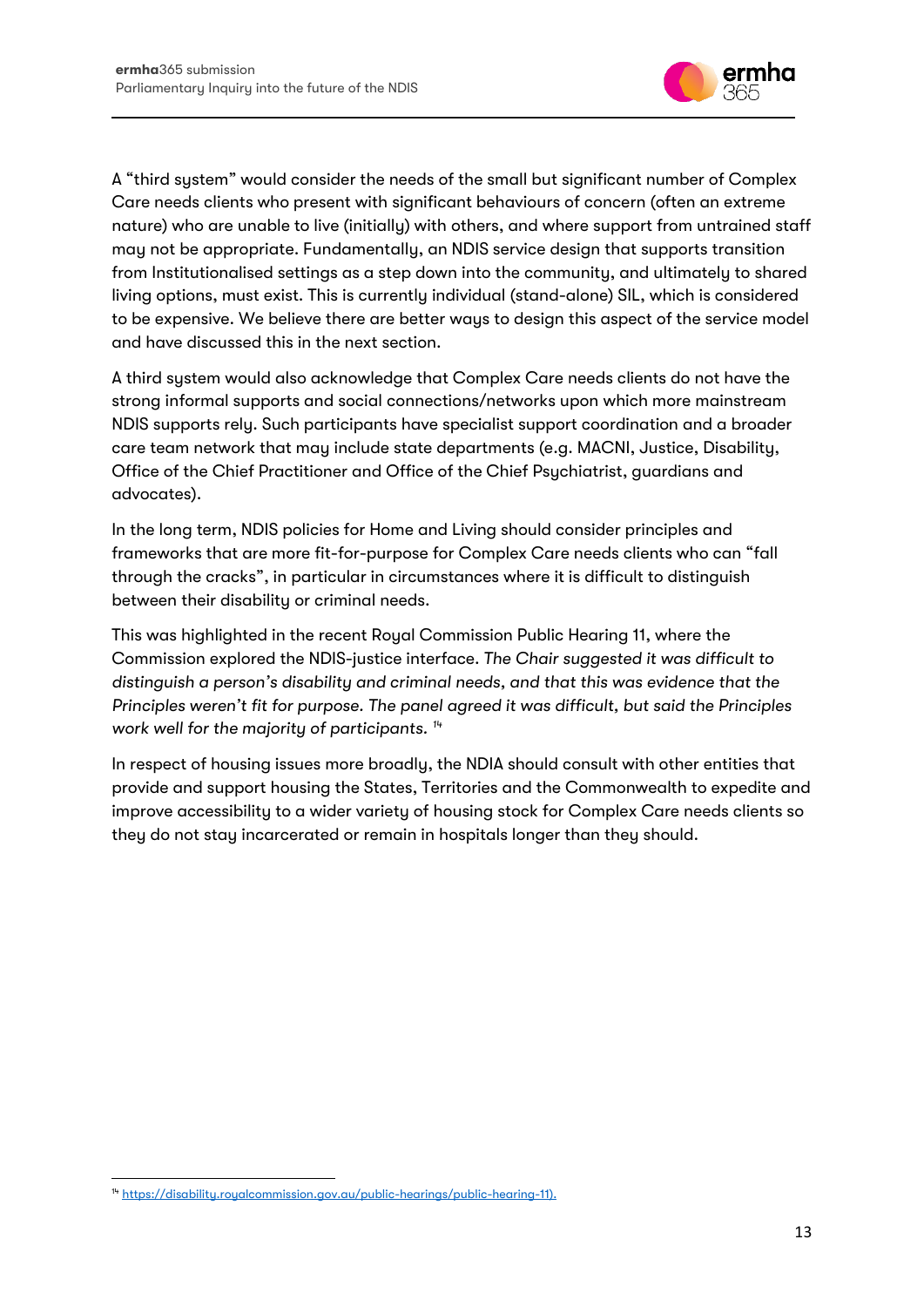A "third system" would consider the needs of the small but significant number of Complex Care needs clients who present with significant behaviours of concern (often an extreme nature) who are unable to live (initially) with others, and where support from untrained staff may not be appropriate. Fundamentally, an NDIS service design that supports transition from Institutionalised settings as a step down into the community, and ultimately to shared living options, must exist. This is currently individual (stand-alone) SIL, which is considered to be expensive. We believe there are better ways to design this aspect of the service model and have discussed this in the next section.

A third system would also acknowledge that Complex Care needs clients do not have the strong informal supports and social connections/networks upon which more mainstream NDIS supports rely. Such participants have specialist support coordination and a broader care team network that may include state departments (e.g. MACNI, Justice, Disability, Office of the Chief Practitioner and Office of the Chief Psychiatrist, guardians and advocates).

In the long term, NDIS policies for Home and Living should consider principles and frameworks that are more fit-for-purpose for Complex Care needs clients who can "fall through the cracks", in particular in circumstances where it is difficult to distinguish between their disability or criminal needs.

This was highlighted in the recent Royal Commission Public Hearing 11, where the Commission explored the NDIS-justice interface. *The Chair suggested it was difficult to distinguish a person's disability and criminal needs, and that this was evidence that the Principles weren't fit for purpose. The panel agreed it was difficult, but said the Principles work well for the majority of participants.* [14]

In respect of housing issues more broadly, the NDIA should consult with other entities that provide and support housing the States, Territories and the Commonwealth to expedite and improve accessibility to a wider variety of housing stock for Complex Care needs clients so they do not stay incarcerated or remain in hospitals longer than they should.

---

[14] https://disability.royalcommission.gov.au/public-hearings/public-hearing-11).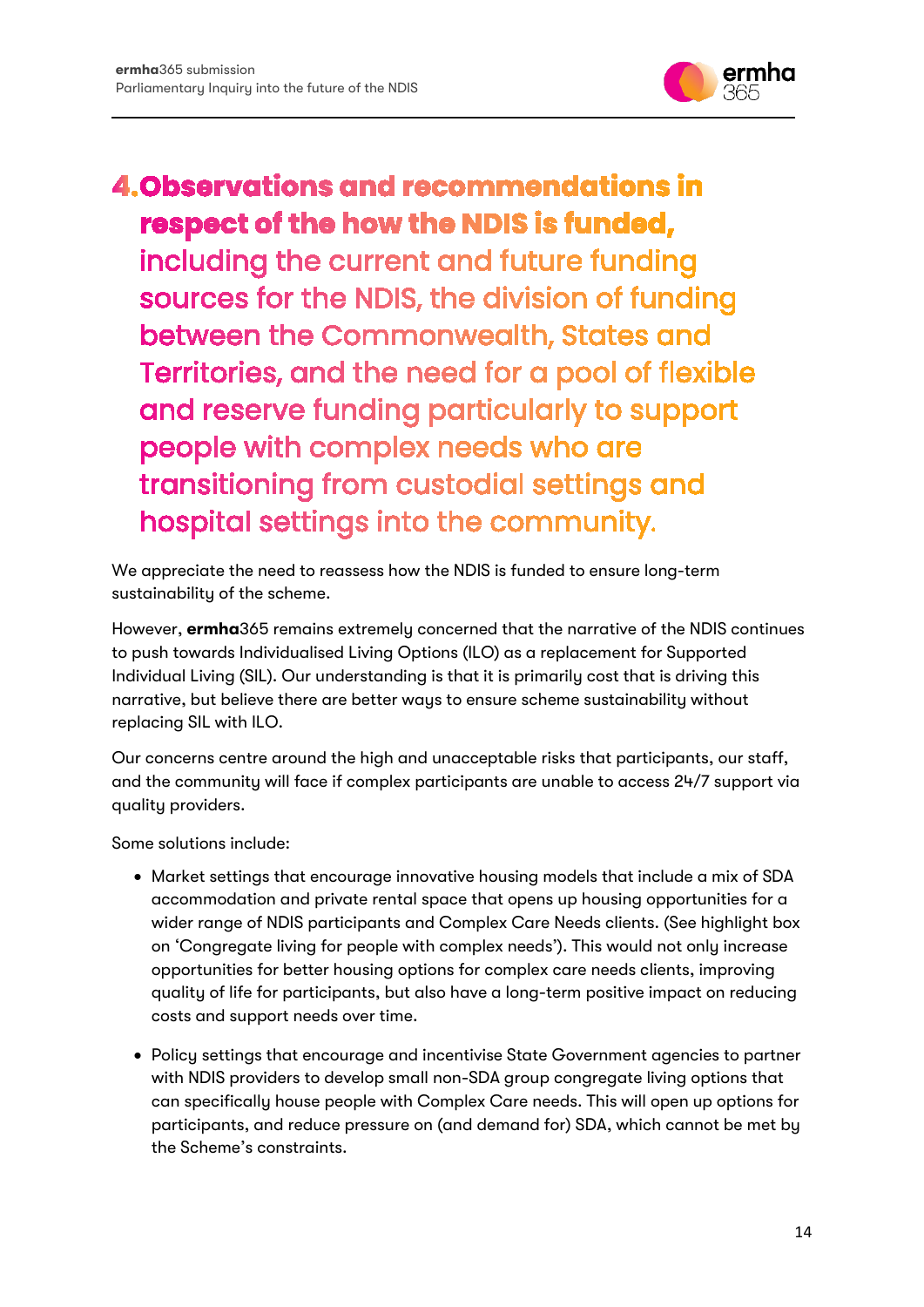# 4. Observations and recommendations in respect of the how the NDIS is funded, including the current and future funding sources for the NDIS, the division of funding between the Commonwealth, States and Territories, and the need for a pool of flexible and reserve funding particularly to support people with complex needs who are transitioning from custodial settings and hospital settings into the community.

We appreciate the need to reassess how the NDIS is funded to ensure long-term sustainability of the scheme.

However, **ermha**365 remains extremely concerned that the narrative of the NDIS continues to push towards Individualised Living Options (ILO) as a replacement for Supported Individual Living (SIL). Our understanding is that it is primarily cost that is driving this narrative, but believe there are better ways to ensure scheme sustainability without replacing SIL with ILO.

Our concerns centre around the high and unacceptable risks that participants, our staff, and the community will face if complex participants are unable to access 24/7 support via quality providers.

Some solutions include:

- Market settings that encourage innovative housing models that include a mix of SDA accommodation and private rental space that opens up housing opportunities for a wider range of NDIS participants and Complex Care Needs clients. (See highlight box on 'Congregate living for people with complex needs'). This would not only increase opportunities for better housing options for complex care needs clients, improving quality of life for participants, but also have a long-term positive impact on reducing costs and support needs over time.
- Policy settings that encourage and incentivise State Government agencies to partner with NDIS providers to develop small non-SDA group congregate living options that can specifically house people with Complex Care needs. This will open up options for participants, and reduce pressure on (and demand for) SDA, which cannot be met by the Scheme's constraints.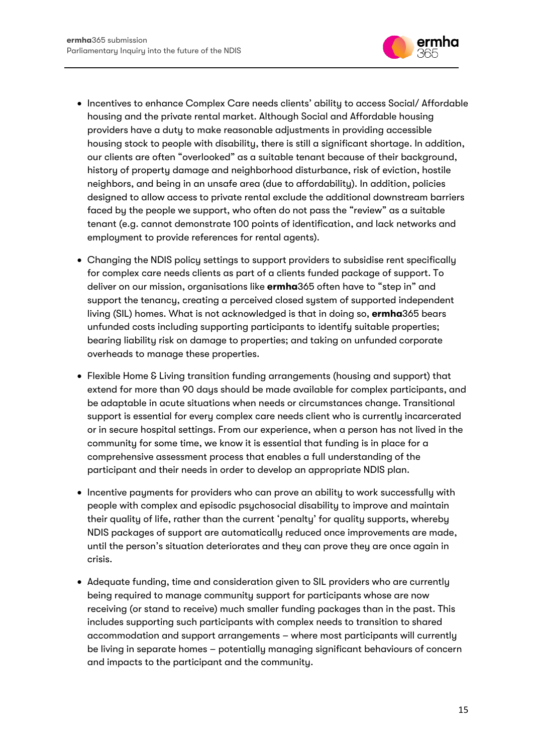- Incentives to enhance Complex Care needs clients' ability to access Social/ Affordable housing and the private rental market. Although Social and Affordable housing providers have a duty to make reasonable adjustments in providing accessible housing stock to people with disability, there is still a significant shortage. In addition, our clients are often "overlooked" as a suitable tenant because of their background, history of property damage and neighborhood disturbance, risk of eviction, hostile neighbors, and being in an unsafe area (due to affordability). In addition, policies designed to allow access to private rental exclude the additional downstream barriers faced by the people we support, who often do not pass the "review" as a suitable tenant (e.g. cannot demonstrate 100 points of identification, and lack networks and employment to provide references for rental agents).

- Changing the NDIS policy settings to support providers to subsidise rent specifically for complex care needs clients as part of a clients funded package of support. To deliver on our mission, organisations like **ermha**365 often have to "step in" and support the tenancy, creating a perceived closed system of supported independent living (SIL) homes. What is not acknowledged is that in doing so, **ermha**365 bears unfunded costs including supporting participants to identify suitable properties; bearing liability risk on damage to properties; and taking on unfunded corporate overheads to manage these properties.

- Flexible Home & Living transition funding arrangements (housing and support) that extend for more than 90 days should be made available for complex participants, and be adaptable in acute situations when needs or circumstances change. Transitional support is essential for every complex care needs client who is currently incarcerated or in secure hospital settings. From our experience, when a person has not lived in the community for some time, we know it is essential that funding is in place for a comprehensive assessment process that enables a full understanding of the participant and their needs in order to develop an appropriate NDIS plan.

- Incentive payments for providers who can prove an ability to work successfully with people with complex and episodic psychosocial disability to improve and maintain their quality of life, rather than the current 'penalty' for quality supports, whereby NDIS packages of support are automatically reduced once improvements are made, until the person's situation deteriorates and they can prove they are once again in crisis.

- Adequate funding, time and consideration given to SIL providers who are currently being required to manage community support for participants whose are now receiving (or stand to receive) much smaller funding packages than in the past. This includes supporting such participants with complex needs to transition to shared accommodation and support arrangements – where most participants will currently be living in separate homes – potentially managing significant behaviours of concern and impacts to the participant and the community.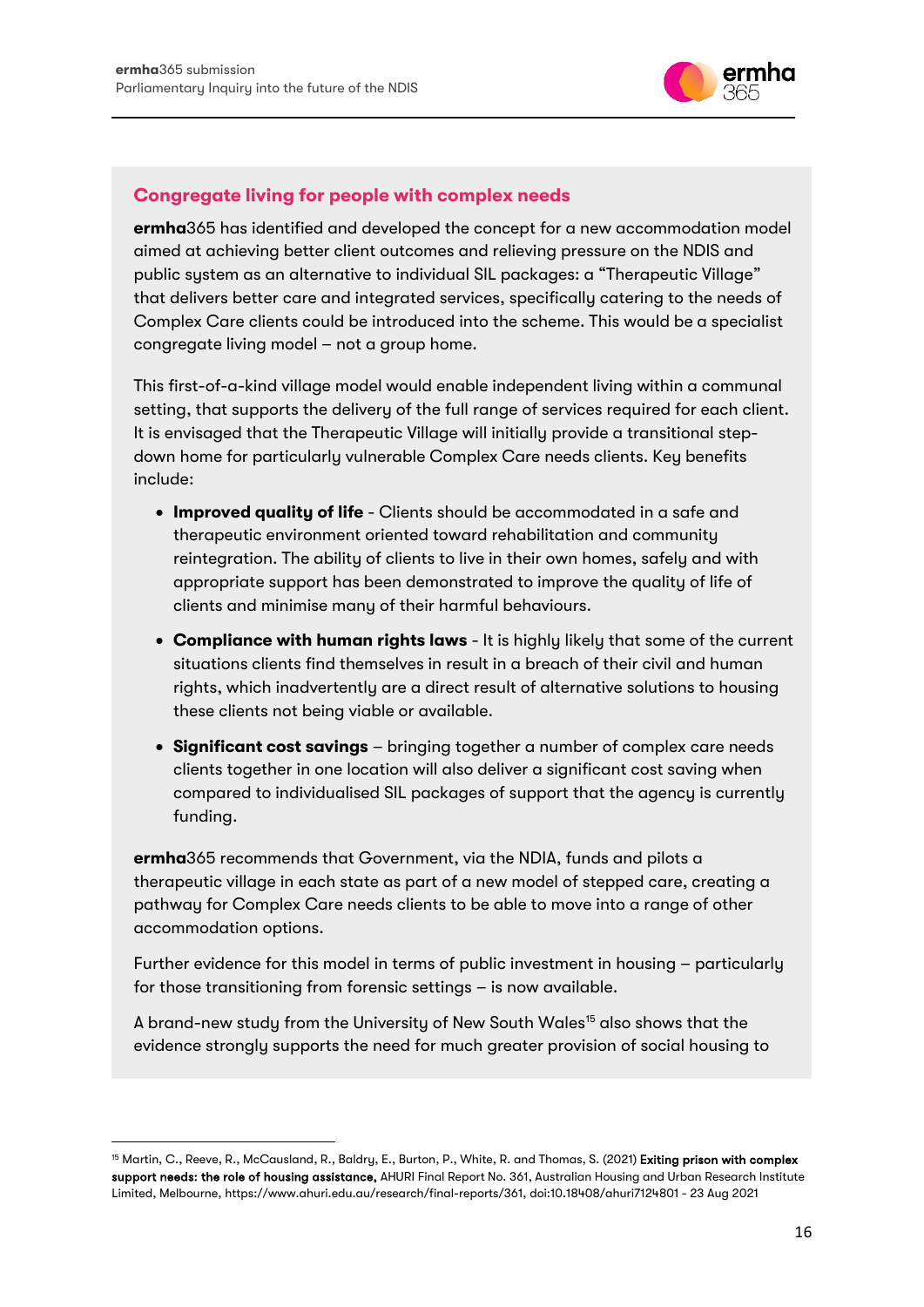## Congregate living for people with complex needs

**ermha**365 has identified and developed the concept for a new accommodation model aimed at achieving better client outcomes and relieving pressure on the NDIS and public system as an alternative to individual SIL packages: a "Therapeutic Village" that delivers better care and integrated services, specifically catering to the needs of Complex Care clients could be introduced into the scheme. This would be a specialist congregate living model – not a group home.

This first-of-a-kind village model would enable independent living within a communal setting, that supports the delivery of the full range of services required for each client. It is envisaged that the Therapeutic Village will initially provide a transitional step-down home for particularly vulnerable Complex Care needs clients. Key benefits include:

- **Improved quality of life** - Clients should be accommodated in a safe and therapeutic environment oriented toward rehabilitation and community reintegration. The ability of clients to live in their own homes, safely and with appropriate support has been demonstrated to improve the quality of life of clients and minimise many of their harmful behaviours.
- **Compliance with human rights laws** - It is highly likely that some of the current situations clients find themselves in result in a breach of their civil and human rights, which inadvertently are a direct result of alternative solutions to housing these clients not being viable or available.
- **Significant cost savings** – bringing together a number of complex care needs clients together in one location will also deliver a significant cost saving when compared to individualised SIL packages of support that the agency is currently funding.

**ermha**365 recommends that Government, via the NDIA, funds and pilots a therapeutic village in each state as part of a new model of stepped care, creating a pathway for Complex Care needs clients to be able to move into a range of other accommodation options.

Further evidence for this model in terms of public investment in housing – particularly for those transitioning from forensic settings – is now available.

A brand-new study from the University of New South Wales[15] also shows that the evidence strongly supports the need for much greater provision of social housing to

---

[15] Martin, C., Reeve, R., McCausland, R., Baldry, E., Burton, P., White, R. and Thomas, S. (2021) **Exiting prison with complex support needs: the role of housing assistance,** AHURI Final Report No. 361, Australian Housing and Urban Research Institute Limited, Melbourne, https://www.ahuri.edu.au/research/final-reports/361, doi:10.18408/ahuri7124801 - 23 Aug 2021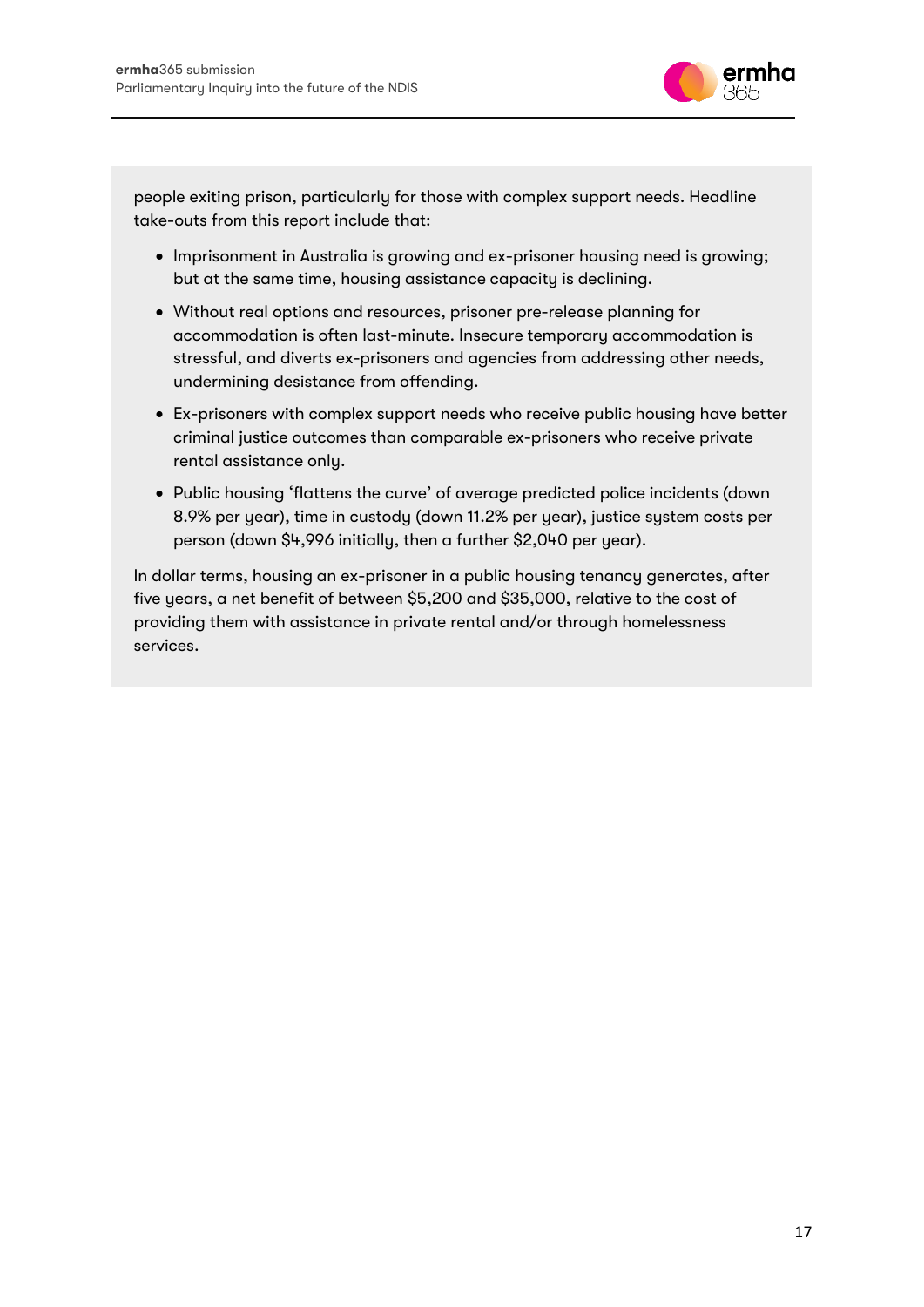people exiting prison, particularly for those with complex support needs. Headline take-outs from this report include that:

- Imprisonment in Australia is growing and ex-prisoner housing need is growing; but at the same time, housing assistance capacity is declining.
- Without real options and resources, prisoner pre-release planning for accommodation is often last-minute. Insecure temporary accommodation is stressful, and diverts ex-prisoners and agencies from addressing other needs, undermining desistance from offending.
- Ex-prisoners with complex support needs who receive public housing have better criminal justice outcomes than comparable ex-prisoners who receive private rental assistance only.
- Public housing 'flattens the curve' of average predicted police incidents (down 8.9% per year), time in custody (down 11.2% per year), justice system costs per person (down $4,996 initially, then a further $2,040 per year).

In dollar terms, housing an ex-prisoner in a public housing tenancy generates, after five years, a net benefit of between $5,200 and $35,000, relative to the cost of providing them with assistance in private rental and/or through homelessness services.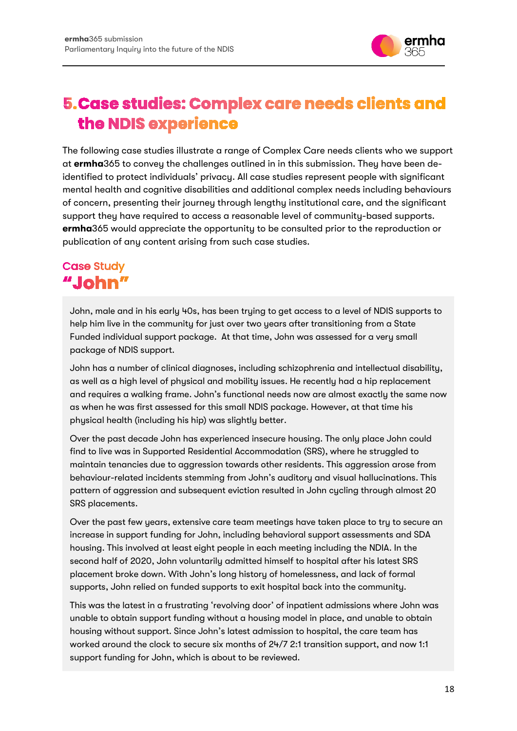# 5. Case studies: Complex care needs clients and the NDIS experience

The following case studies illustrate a range of Complex Care needs clients who we support at **ermha**365 to convey the challenges outlined in in this submission. They have been de-identified to protect individuals' privacy. All case studies represent people with significant mental health and cognitive disabilities and additional complex needs including behaviours of concern, presenting their journey through lengthy institutional care, and the significant support they have required to access a reasonable level of community-based supports. **ermha**365 would appreciate the opportunity to be consulted prior to the reproduction or publication of any content arising from such case studies.

## Case Study

## "John"

John, male and in his early 40s, has been trying to get access to a level of NDIS supports to help him live in the community for just over two years after transitioning from a State Funded individual support package. At that time, John was assessed for a very small package of NDIS support.

John has a number of clinical diagnoses, including schizophrenia and intellectual disability, as well as a high level of physical and mobility issues. He recently had a hip replacement and requires a walking frame. John's functional needs now are almost exactly the same now as when he was first assessed for this small NDIS package. However, at that time his physical health (including his hip) was slightly better.

Over the past decade John has experienced insecure housing. The only place John could find to live was in Supported Residential Accommodation (SRS), where he struggled to maintain tenancies due to aggression towards other residents. This aggression arose from behaviour-related incidents stemming from John's auditory and visual hallucinations. This pattern of aggression and subsequent eviction resulted in John cycling through almost 20 SRS placements.

Over the past few years, extensive care team meetings have taken place to try to secure an increase in support funding for John, including behavioral support assessments and SDA housing. This involved at least eight people in each meeting including the NDIA. In the second half of 2020, John voluntarily admitted himself to hospital after his latest SRS placement broke down. With John's long history of homelessness, and lack of formal supports, John relied on funded supports to exit hospital back into the community.

This was the latest in a frustrating 'revolving door' of inpatient admissions where John was unable to obtain support funding without a housing model in place, and unable to obtain housing without support. Since John's latest admission to hospital, the care team has worked around the clock to secure six months of 24/7 2:1 transition support, and now 1:1 support funding for John, which is about to be reviewed.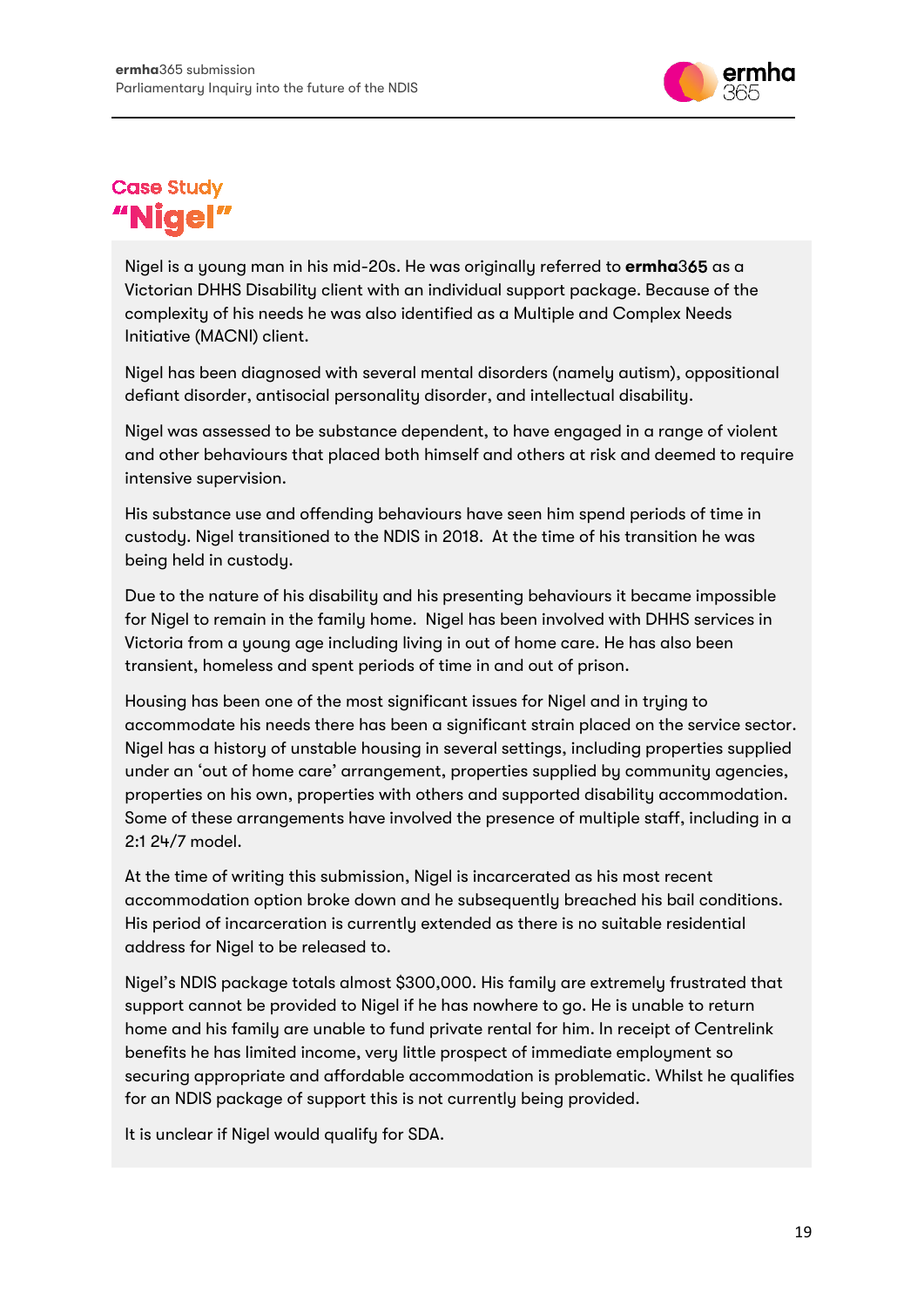## Case Study

# "Nigel"

Nigel is a young man in his mid-20s. He was originally referred to **ermha**365 as a Victorian DHHS Disability client with an individual support package. Because of the complexity of his needs he was also identified as a Multiple and Complex Needs Initiative (MACNI) client.

Nigel has been diagnosed with several mental disorders (namely autism), oppositional defiant disorder, antisocial personality disorder, and intellectual disability.

Nigel was assessed to be substance dependent, to have engaged in a range of violent and other behaviours that placed both himself and others at risk and deemed to require intensive supervision.

His substance use and offending behaviours have seen him spend periods of time in custody. Nigel transitioned to the NDIS in 2018. At the time of his transition he was being held in custody.

Due to the nature of his disability and his presenting behaviours it became impossible for Nigel to remain in the family home. Nigel has been involved with DHHS services in Victoria from a young age including living in out of home care. He has also been transient, homeless and spent periods of time in and out of prison.

Housing has been one of the most significant issues for Nigel and in trying to accommodate his needs there has been a significant strain placed on the service sector. Nigel has a history of unstable housing in several settings, including properties supplied under an 'out of home care' arrangement, properties supplied by community agencies, properties on his own, properties with others and supported disability accommodation. Some of these arrangements have involved the presence of multiple staff, including in a 2:1 24/7 model.

At the time of writing this submission, Nigel is incarcerated as his most recent accommodation option broke down and he subsequently breached his bail conditions. His period of incarceration is currently extended as there is no suitable residential address for Nigel to be released to.

Nigel's NDIS package totals almost $300,000. His family are extremely frustrated that support cannot be provided to Nigel if he has nowhere to go. He is unable to return home and his family are unable to fund private rental for him. In receipt of Centrelink benefits he has limited income, very little prospect of immediate employment so securing appropriate and affordable accommodation is problematic. Whilst he qualifies for an NDIS package of support this is not currently being provided.

It is unclear if Nigel would qualify for SDA.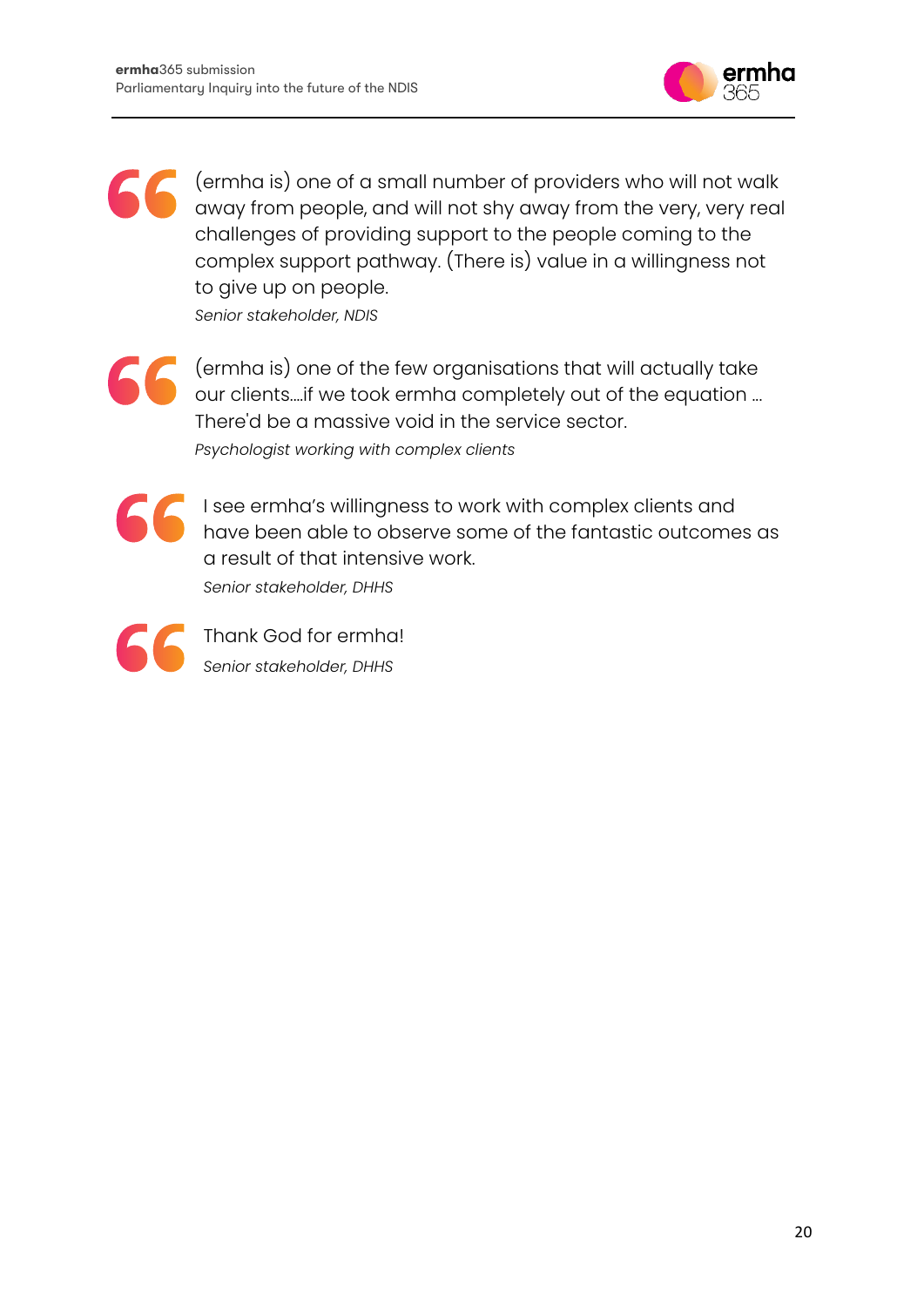> (ermha is) one of a small number of providers who will not walk away from people, and will not shy away from the very, very real challenges of providing support to the people coming to the complex support pathway. (There is) value in a willingness not to give up on people.
>
> *Senior stakeholder, NDIS*

> (ermha is) one of the few organisations that will actually take our clients….if we took ermha completely out of the equation … There'd be a massive void in the service sector.
>
> *Psychologist working with complex clients*

> I see ermha's willingness to work with complex clients and have been able to observe some of the fantastic outcomes as a result of that intensive work.
>
> *Senior stakeholder, DHHS*

> Thank God for ermha!
>
> *Senior stakeholder, DHHS*